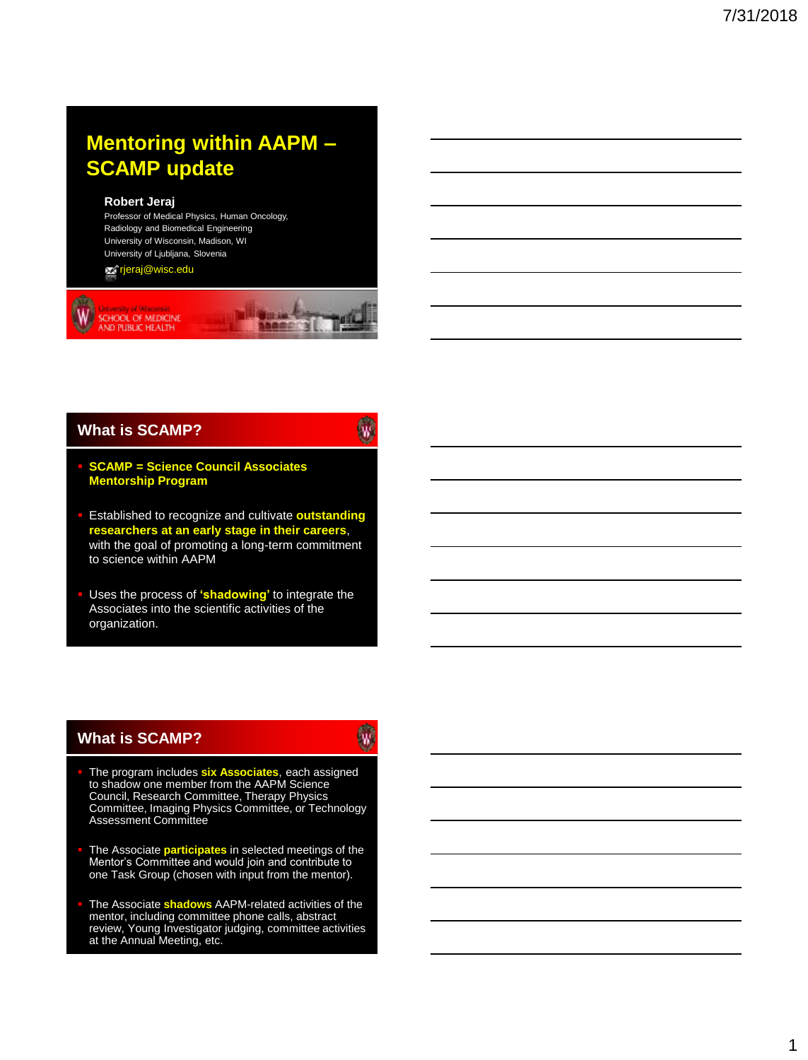# Mentoring within AAPM – SCAMP update

**Robert Jeraj**

Professor of Medical Physics, Human Oncology, Radiology and Biomedical Engineering
University of Wisconsin, Madison, WI
University of Ljubljana, Slovenia

rjeraj@wisc.edu

University of Wisconsin
SCHOOL OF MEDICINE AND PUBLIC HEALTH

## What is SCAMP?

- **SCAMP = Science Council Associates Mentorship Program**
- Established to recognize and cultivate **outstanding researchers at an early stage in their careers**, with the goal of promoting a long-term commitment to science within AAPM
- Uses the process of **'shadowing'** to integrate the Associates into the scientific activities of the organization.

## What is SCAMP?

- The program includes **six Associates**, each assigned to shadow one member from the AAPM Science Council, Research Committee, Therapy Physics Committee, Imaging Physics Committee, or Technology Assessment Committee
- The Associate **participates** in selected meetings of the Mentor's Committee and would join and contribute to one Task Group (chosen with input from the mentor).
- The Associate **shadows** AAPM-related activities of the mentor, including committee phone calls, abstract review, Young Investigator judging, committee activities at the Annual Meeting, etc.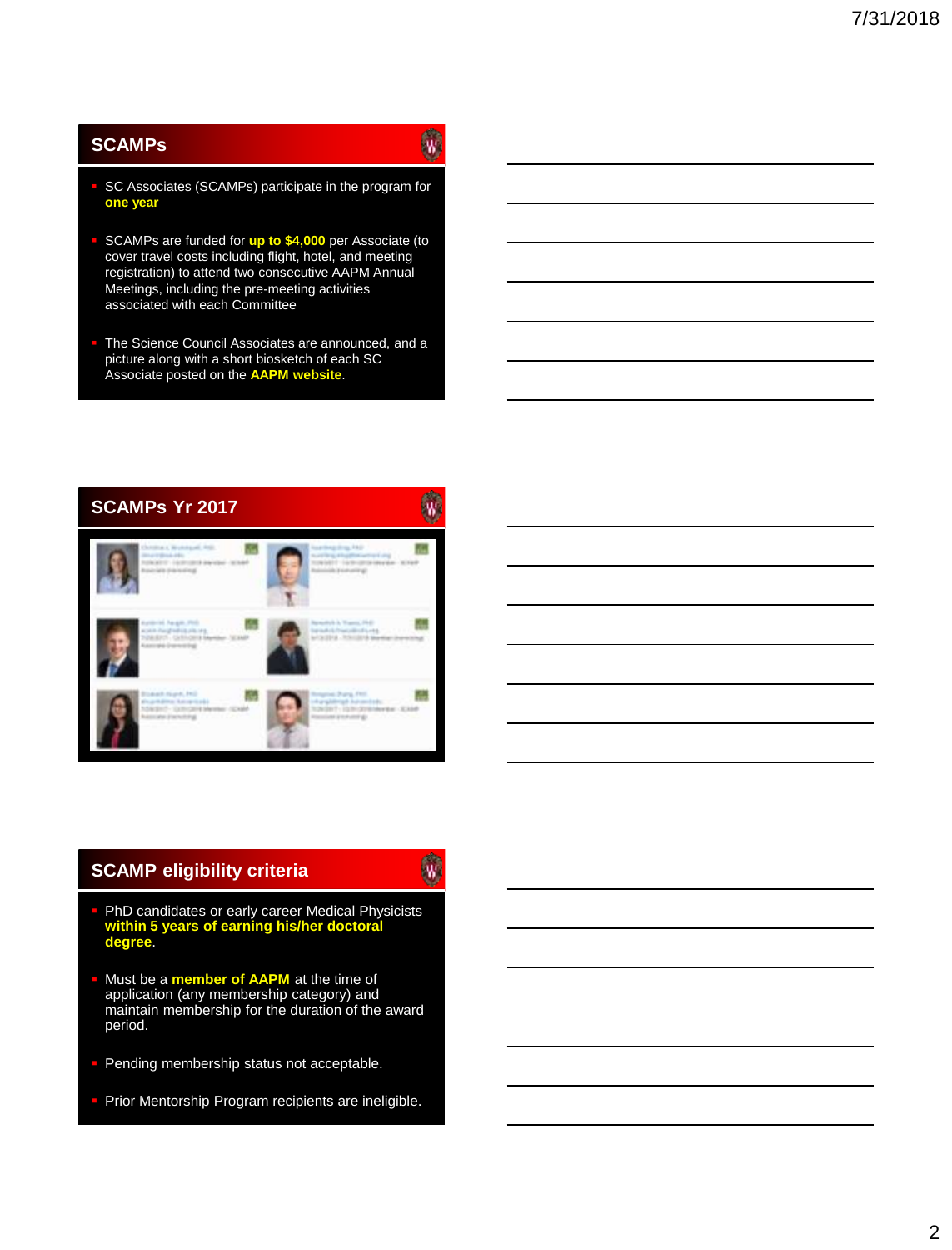## SCAMPs

- SC Associates (SCAMPs) participate in the program for **one year**
- SCAMPs are funded for **up to $4,000** per Associate (to cover travel costs including flight, hotel, and meeting registration) to attend two consecutive AAPM Annual Meetings, including the pre-meeting activities associated with each Committee
- The Science Council Associates are announced, and a picture along with a short biosketch of each SC Associate posted on the **AAPM website**.

## SCAMPs Yr 2017

## SCAMP eligibility criteria

- PhD candidates or early career Medical Physicists **within 5 years of earning his/her doctoral degree**.
- Must be a **member of AAPM** at the time of application (any membership category) and maintain membership for the duration of the award period.
- Pending membership status not acceptable.
- Prior Mentorship Program recipients are ineligible.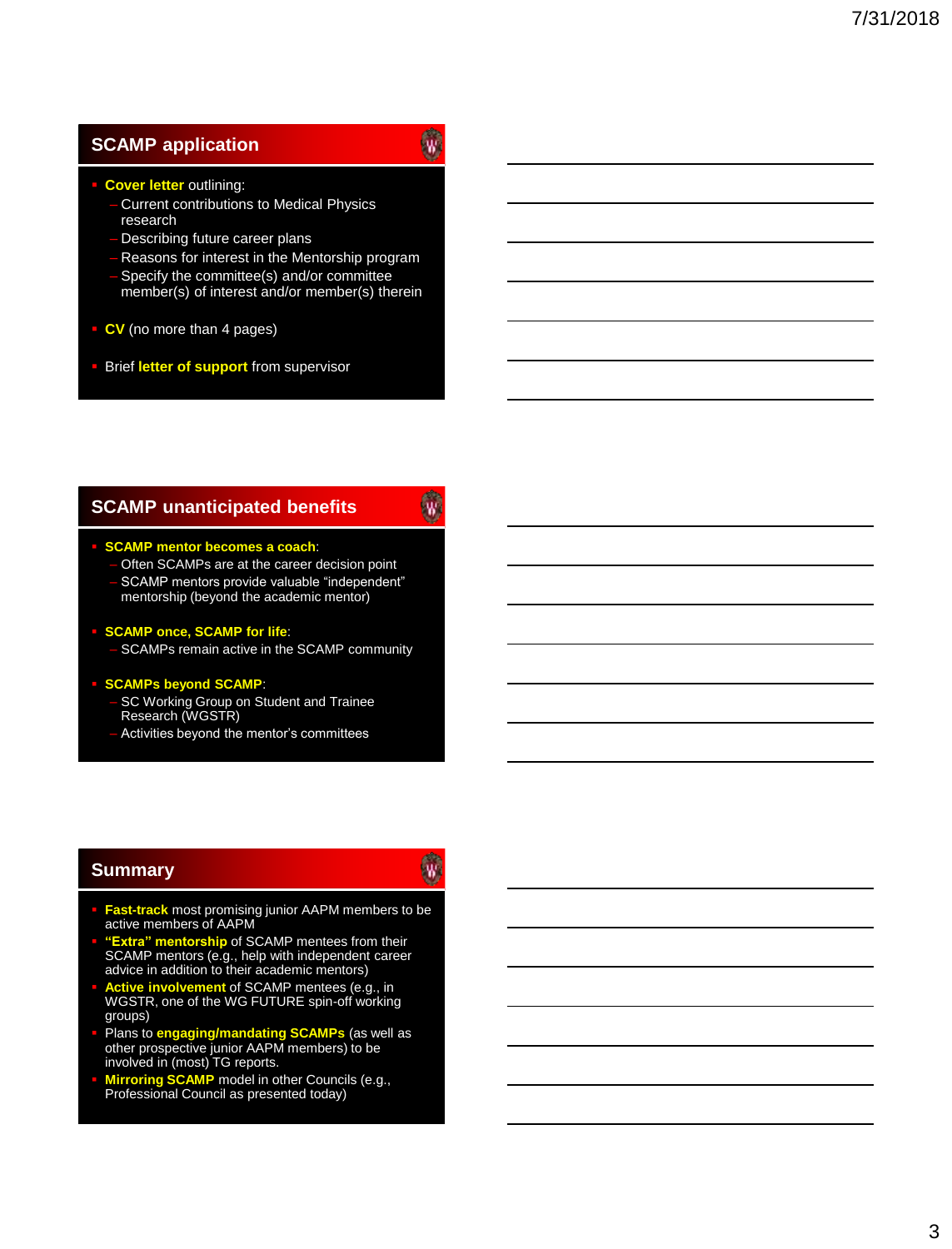## SCAMP application

- **Cover letter** outlining:
  - Current contributions to Medical Physics research
  - Describing future career plans
  - Reasons for interest in the Mentorship program
  - Specify the committee(s) and/or committee member(s) of interest and/or member(s) therein
- **CV** (no more than 4 pages)
- Brief **letter of support** from supervisor

## SCAMP unanticipated benefits

- **SCAMP mentor becomes a coach**:
  - Often SCAMPs are at the career decision point
  - SCAMP mentors provide valuable "independent" mentorship (beyond the academic mentor)
- **SCAMP once, SCAMP for life**:
  - SCAMPs remain active in the SCAMP community
- **SCAMPs beyond SCAMP**:
  - SC Working Group on Student and Trainee Research (WGSTR)
  - Activities beyond the mentor's committees

## Summary

- **Fast-track** most promising junior AAPM members to be active members of AAPM
- **"Extra" mentorship** of SCAMP mentees from their SCAMP mentors (e.g., help with independent career advice in addition to their academic mentors)
- **Active involvement** of SCAMP mentees (e.g., in WGSTR, one of the WG FUTURE spin-off working groups)
- Plans to **engaging/mandating SCAMPs** (as well as other prospective junior AAPM members) to be involved in (most) TG reports.
- **Mirroring SCAMP** model in other Councils (e.g., Professional Council as presented today)